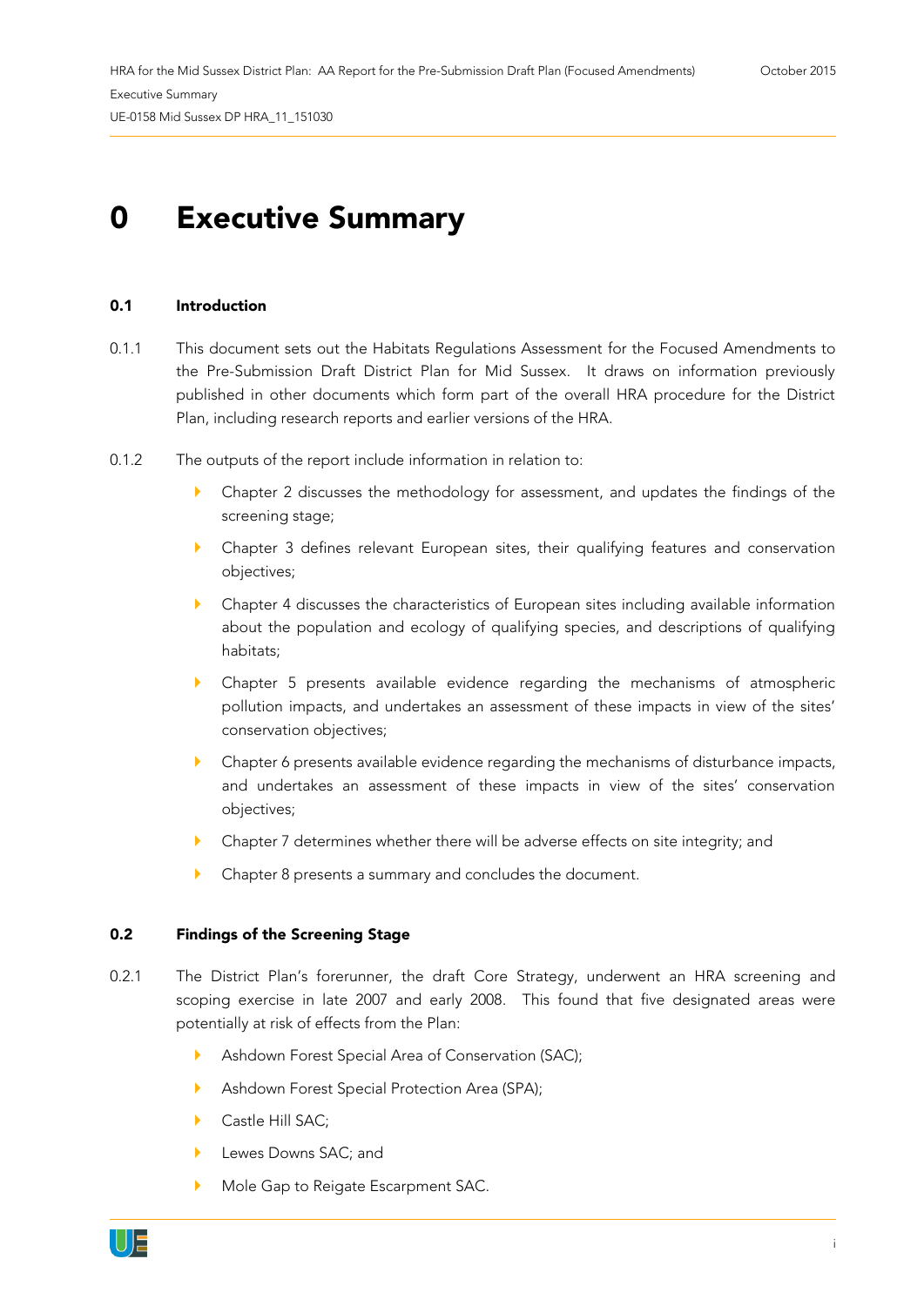# 0 Executive Summary

## 0.1 Introduction

0.1.1 This document sets out the Habitats Regulations Assessment for the Focused Amendments to the Pre-Submission Draft District Plan for Mid Sussex. It draws on information previously published in other documents which form part of the overall HRA procedure for the District Plan, including research reports and earlier versions of the HRA.

0.1.2 The outputs of the report include information in relation to:

- Chapter 2 discusses the methodology for assessment, and updates the findings of the screening stage;
- Chapter 3 defines relevant European sites, their qualifying features and conservation objectives;
- Chapter 4 discusses the characteristics of European sites including available information about the population and ecology of qualifying species, and descriptions of qualifying habitats;
- Chapter 5 presents available evidence regarding the mechanisms of atmospheric pollution impacts, and undertakes an assessment of these impacts in view of the sites' conservation objectives;
- Chapter 6 presents available evidence regarding the mechanisms of disturbance impacts, and undertakes an assessment of these impacts in view of the sites' conservation objectives;
- Chapter 7 determines whether there will be adverse effects on site integrity; and
- Chapter 8 presents a summary and concludes the document.

## 0.2 Findings of the Screening Stage

0.2.1 The District Plan's forerunner, the draft Core Strategy, underwent an HRA screening and scoping exercise in late 2007 and early 2008. This found that five designated areas were potentially at risk of effects from the Plan:

- Ashdown Forest Special Area of Conservation (SAC);
- Ashdown Forest Special Protection Area (SPA);
- Castle Hill SAC;
- Lewes Downs SAC; and
- Mole Gap to Reigate Escarpment SAC.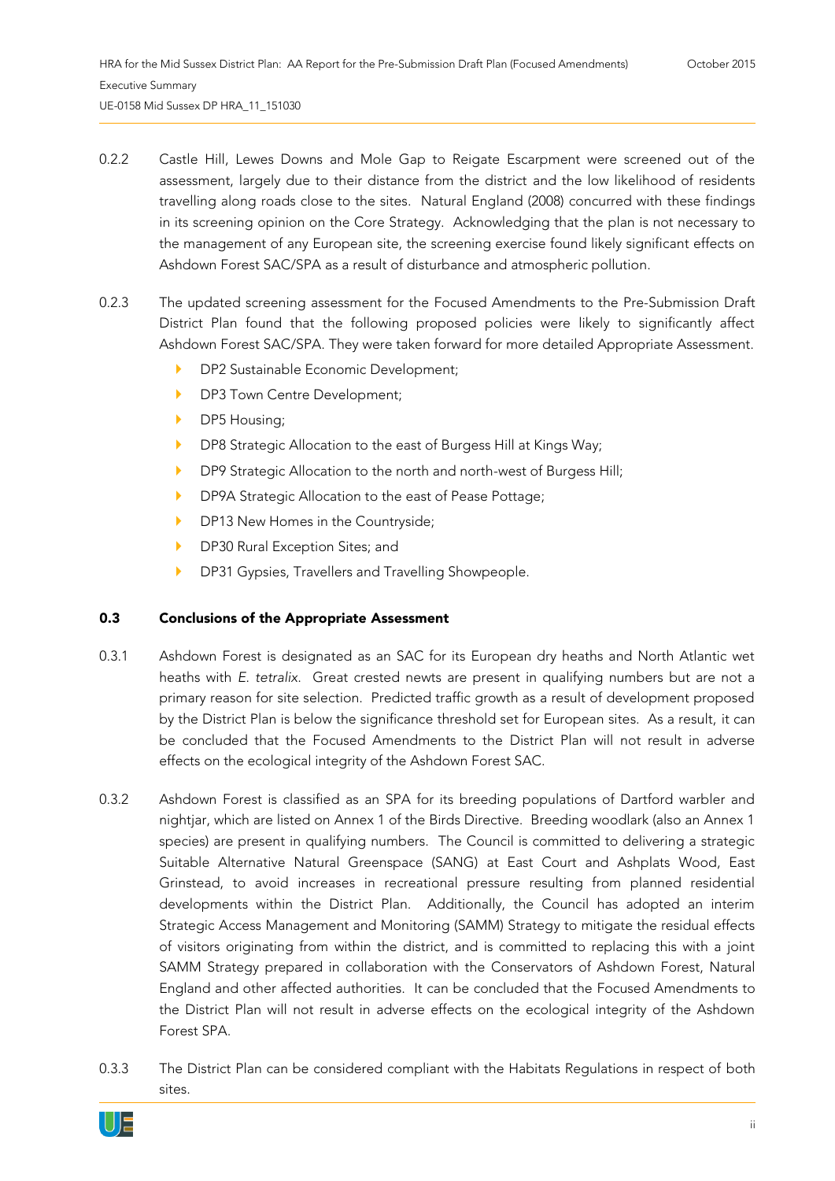0.2.2 Castle Hill, Lewes Downs and Mole Gap to Reigate Escarpment were screened out of the assessment, largely due to their distance from the district and the low likelihood of residents travelling along roads close to the sites. Natural England (2008) concurred with these findings in its screening opinion on the Core Strategy. Acknowledging that the plan is not necessary to the management of any European site, the screening exercise found likely significant effects on Ashdown Forest SAC/SPA as a result of disturbance and atmospheric pollution.

0.2.3 The updated screening assessment for the Focused Amendments to the Pre-Submission Draft District Plan found that the following proposed policies were likely to significantly affect Ashdown Forest SAC/SPA. They were taken forward for more detailed Appropriate Assessment.

- DP2 Sustainable Economic Development;
- DP3 Town Centre Development;
- DP5 Housing;
- DP8 Strategic Allocation to the east of Burgess Hill at Kings Way;
- DP9 Strategic Allocation to the north and north-west of Burgess Hill;
- DP9A Strategic Allocation to the east of Pease Pottage;
- DP13 New Homes in the Countryside;
- DP30 Rural Exception Sites; and
- DP31 Gypsies, Travellers and Travelling Showpeople.

## 0.3 Conclusions of the Appropriate Assessment

0.3.1 Ashdown Forest is designated as an SAC for its European dry heaths and North Atlantic wet heaths with *E. tetralix*. Great crested newts are present in qualifying numbers but are not a primary reason for site selection. Predicted traffic growth as a result of development proposed by the District Plan is below the significance threshold set for European sites. As a result, it can be concluded that the Focused Amendments to the District Plan will not result in adverse effects on the ecological integrity of the Ashdown Forest SAC.

0.3.2 Ashdown Forest is classified as an SPA for its breeding populations of Dartford warbler and nightjar, which are listed on Annex 1 of the Birds Directive. Breeding woodlark (also an Annex 1 species) are present in qualifying numbers. The Council is committed to delivering a strategic Suitable Alternative Natural Greenspace (SANG) at East Court and Ashplats Wood, East Grinstead, to avoid increases in recreational pressure resulting from planned residential developments within the District Plan. Additionally, the Council has adopted an interim Strategic Access Management and Monitoring (SAMM) Strategy to mitigate the residual effects of visitors originating from within the district, and is committed to replacing this with a joint SAMM Strategy prepared in collaboration with the Conservators of Ashdown Forest, Natural England and other affected authorities. It can be concluded that the Focused Amendments to the District Plan will not result in adverse effects on the ecological integrity of the Ashdown Forest SPA.

0.3.3 The District Plan can be considered compliant with the Habitats Regulations in respect of both sites.